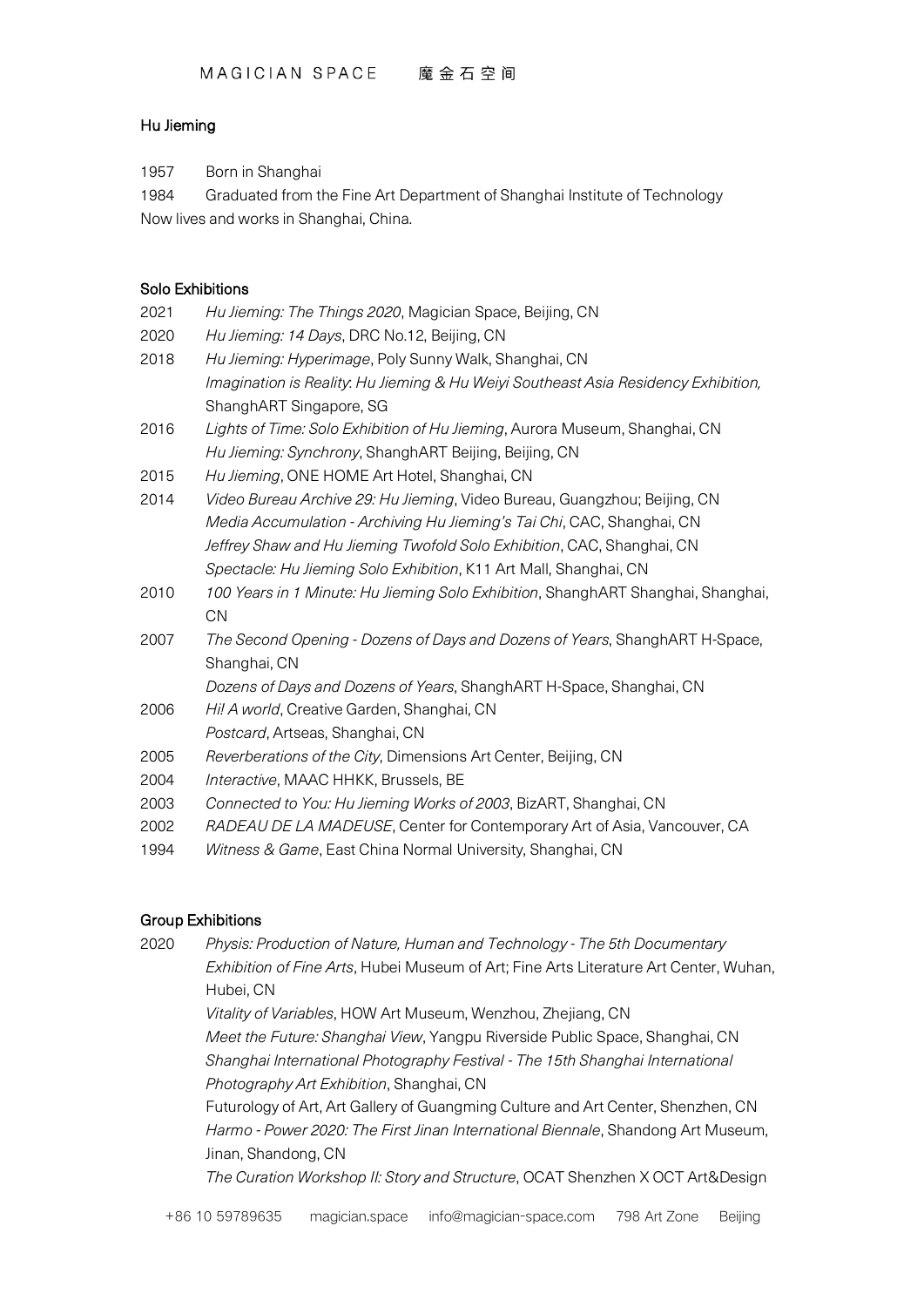## Hu Jieming

1957 Born in Shanghai

1984 Graduated from the Fine Art Department of Shanghai Institute of Technology

Now lives and works in Shanghai, China.

### Solo Exhibitions

2021 *Hu Jieming: The Things 2020*, Magician Space, Beijing, CN

2020 *Hu Jieming: 14 Days*, DRC No.12, Beijing, CN

2018 *Hu Jieming: Hyperimage*, Poly Sunny Walk, Shanghai, CN

*Imagination is Reality: Hu Jieming & Hu Weiyi Southeast Asia Residency Exhibition,* ShanghART Singapore, SG

2016 *Lights of Time: Solo Exhibition of Hu Jieming*, Aurora Museum, Shanghai, CN

*Hu Jieming: Synchrony*, ShanghART Beijing, Beijing, CN

2015 *Hu Jieming*, ONE HOME Art Hotel, Shanghai, CN

2014 *Video Bureau Archive 29: Hu Jieming*, Video Bureau, Guangzhou; Beijing, CN

*Media Accumulation - Archiving Hu Jieming's Tai Chi*, CAC, Shanghai, CN

*Jeffrey Shaw and Hu Jieming Twofold Solo Exhibition*, CAC, Shanghai, CN

*Spectacle: Hu Jieming Solo Exhibition*, K11 Art Mall, Shanghai, CN

2010 *100 Years in 1 Minute: Hu Jieming Solo Exhibition*, ShanghART Shanghai, Shanghai, CN

2007 *The Second Opening - Dozens of Days and Dozens of Years*, ShanghART H-Space, Shanghai, CN

*Dozens of Days and Dozens of Years*, ShanghART H-Space, Shanghai, CN

2006 *Hi! A world*, Creative Garden, Shanghai, CN

*Postcard*, Artseas, Shanghai, CN

2005 *Reverberations of the City*, Dimensions Art Center, Beijing, CN

2004 *Interactive*, MAAC HHKK, Brussels, BE

2003 *Connected to You: Hu Jieming Works of 2003*, BizART, Shanghai, CN

2002 *RADEAU DE LA MADEUSE*, Center for Contemporary Art of Asia, Vancouver, CA

1994 *Witness & Game*, East China Normal University, Shanghai, CN

### Group Exhibitions

2020 *Physis: Production of Nature, Human and Technology - The 5th Documentary Exhibition of Fine Arts*, Hubei Museum of Art; Fine Arts Literature Art Center, Wuhan, Hubei, CN

*Vitality of Variables*, HOW Art Museum, Wenzhou, Zhejiang, CN

*Meet the Future: Shanghai View*, Yangpu Riverside Public Space, Shanghai, CN

*Shanghai International Photography Festival - The 15th Shanghai International Photography Art Exhibition*, Shanghai, CN

Futurology of Art, Art Gallery of Guangming Culture and Art Center, Shenzhen, CN

*Harmo - Power 2020: The First Jinan International Biennale*, Shandong Art Museum, Jinan, Shandong, CN

*The Curation Workshop II: Story and Structure*, OCAT Shenzhen X OCT Art&Design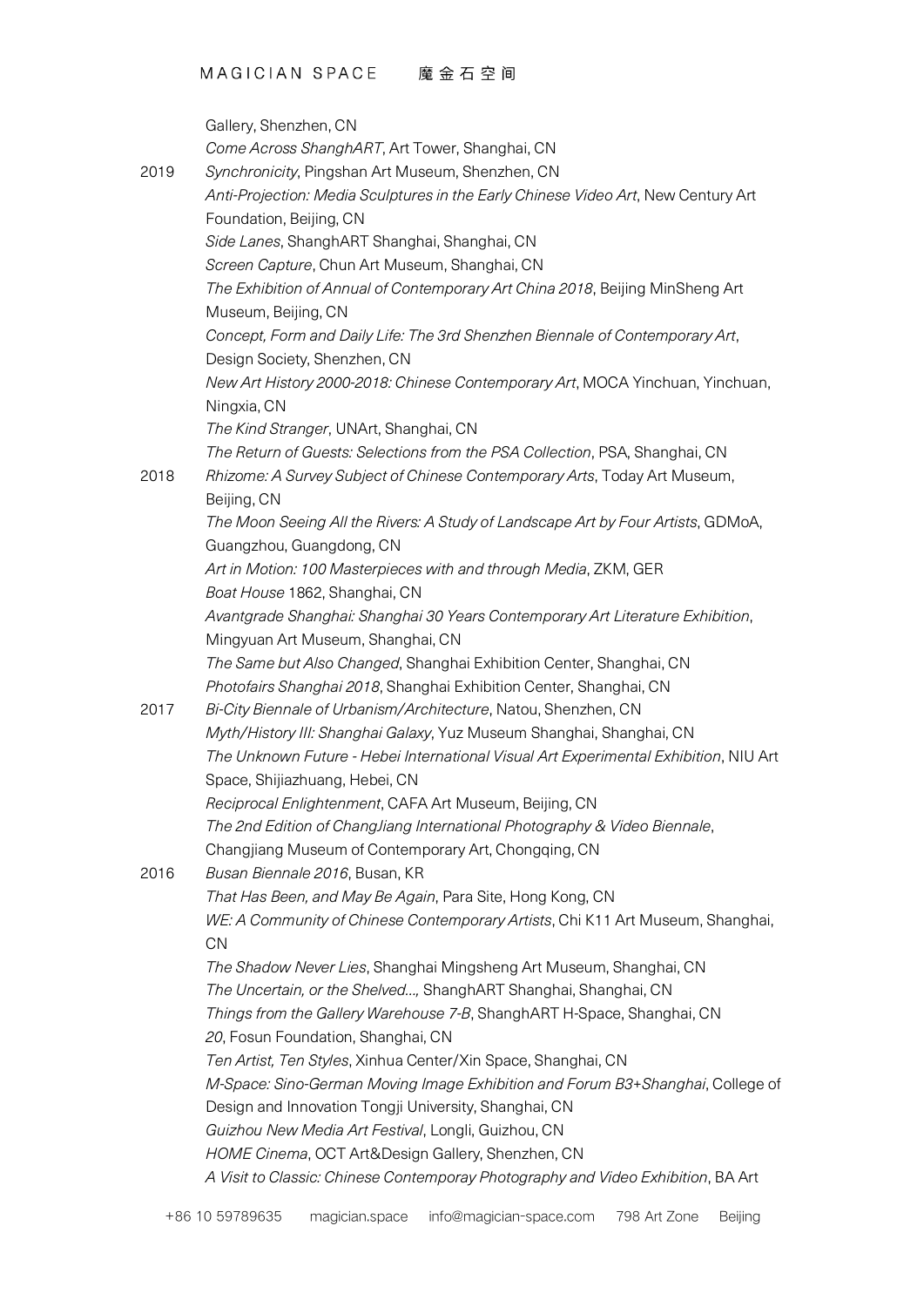Gallery, Shenzhen, CN
*Come Across ShanghART*, Art Tower, Shanghai, CN

2019 *Synchronicity*, Pingshan Art Museum, Shenzhen, CN
*Anti-Projection: Media Sculptures in the Early Chinese Video Art*, New Century Art Foundation, Beijing, CN
*Side Lanes*, ShanghART Shanghai, Shanghai, CN
*Screen Capture*, Chun Art Museum, Shanghai, CN
*The Exhibition of Annual of Contemporary Art China 2018*, Beijing MinSheng Art Museum, Beijing, CN
*Concept, Form and Daily Life: The 3rd Shenzhen Biennale of Contemporary Art*, Design Society, Shenzhen, CN
*New Art History 2000-2018: Chinese Contemporary Art*, MOCA Yinchuan, Yinchuan, Ningxia, CN
*The Kind Stranger*, UNArt, Shanghai, CN
*The Return of Guests: Selections from the PSA Collection*, PSA, Shanghai, CN

2018 *Rhizome: A Survey Subject of Chinese Contemporary Arts*, Today Art Museum, Beijing, CN
*The Moon Seeing All the Rivers: A Study of Landscape Art by Four Artists*, GDMoA, Guangzhou, Guangdong, CN
*Art in Motion: 100 Masterpieces with and through Media*, ZKM, GER
*Boat House* 1862, Shanghai, CN
*Avantgrade Shanghai: Shanghai 30 Years Contemporary Art Literature Exhibition*, Mingyuan Art Museum, Shanghai, CN
*The Same but Also Changed*, Shanghai Exhibition Center, Shanghai, CN
*Photofairs Shanghai 2018*, Shanghai Exhibition Center, Shanghai, CN

2017 *Bi-City Biennale of Urbanism/Architecture*, Natou, Shenzhen, CN
*Myth/History III: Shanghai Galaxy*, Yuz Museum Shanghai, Shanghai, CN
*The Unknown Future - Hebei International Visual Art Experimental Exhibition*, NIU Art Space, Shijiazhuang, Hebei, CN
*Reciprocal Enlightenment*, CAFA Art Museum, Beijing, CN
*The 2nd Edition of ChangJiang International Photography & Video Biennale*, Changjiang Museum of Contemporary Art, Chongqing, CN

2016 *Busan Biennale 2016*, Busan, KR
*That Has Been, and May Be Again*, Para Site, Hong Kong, CN
*WE: A Community of Chinese Contemporary Artists*, Chi K11 Art Museum, Shanghai, CN
*The Shadow Never Lies*, Shanghai Mingsheng Art Museum, Shanghai, CN
*The Uncertain, or the Shelved...,* ShanghART Shanghai, Shanghai, CN
*Things from the Gallery Warehouse 7-B*, ShanghART H-Space, Shanghai, CN
*20*, Fosun Foundation, Shanghai, CN
*Ten Artist, Ten Styles*, Xinhua Center/Xin Space, Shanghai, CN
*M-Space: Sino-German Moving Image Exhibition and Forum B3+Shanghai*, College of Design and Innovation Tongji University, Shanghai, CN
*Guizhou New Media Art Festival*, Longli, Guizhou, CN
*HOME Cinema*, OCT Art&Design Gallery, Shenzhen, CN
*A Visit to Classic: Chinese Contemporay Photography and Video Exhibition*, BA Art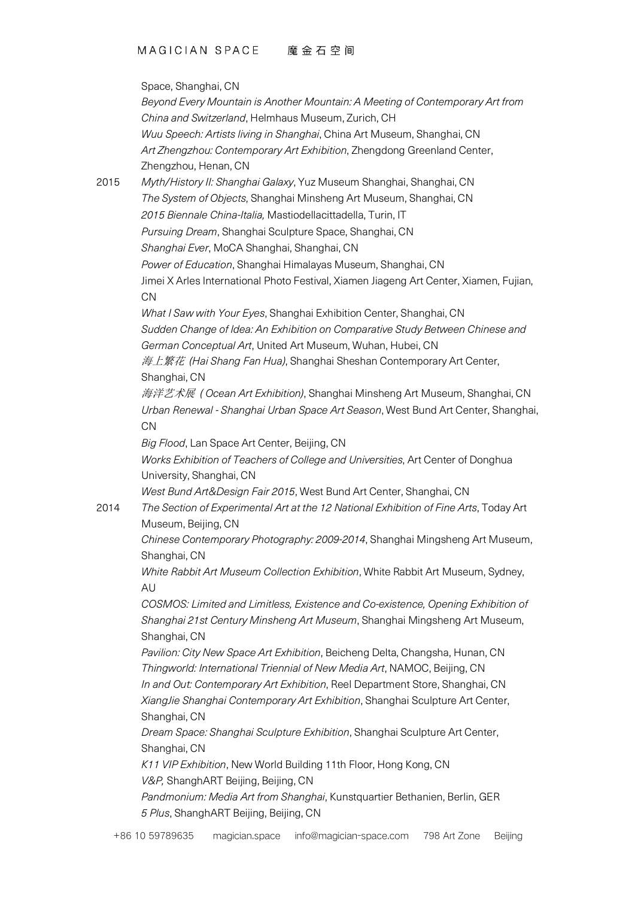Space, Shanghai, CN
*Beyond Every Mountain is Another Mountain: A Meeting of Contemporary Art from China and Switzerland*, Helmhaus Museum, Zurich, CH
*Wuu Speech: Artists living in Shanghai*, China Art Museum, Shanghai, CN
*Art Zhengzhou: Contemporary Art Exhibition*, Zhengdong Greenland Center, Zhengzhou, Henan, CN

2015 *Myth/History II: Shanghai Galaxy*, Yuz Museum Shanghai, Shanghai, CN
*The System of Objects*, Shanghai Minsheng Art Museum, Shanghai, CN
*2015 Biennale China-Italia,* Mastiodellacittadella, Turin, IT
*Pursuing Dream*, Shanghai Sculpture Space, Shanghai, CN
*Shanghai Ever*, MoCA Shanghai, Shanghai, CN
*Power of Education*, Shanghai Himalayas Museum, Shanghai, CN
Jimei X Arles International Photo Festival, Xiamen Jiageng Art Center, Xiamen, Fujian, CN
*What I Saw with Your Eyes*, Shanghai Exhibition Center, Shanghai, CN
*Sudden Change of Idea: An Exhibition on Comparative Study Between Chinese and German Conceptual Art*, United Art Museum, Wuhan, Hubei, CN
*海上繁花 (Hai Shang Fan Hua)*, Shanghai Sheshan Contemporary Art Center, Shanghai, CN
*海洋艺术展 ( Ocean Art Exhibition)*, Shanghai Minsheng Art Museum, Shanghai, CN
*Urban Renewal - Shanghai Urban Space Art Season*, West Bund Art Center, Shanghai, CN
*Big Flood*, Lan Space Art Center, Beijing, CN
*Works Exhibition of Teachers of College and Universities*, Art Center of Donghua University, Shanghai, CN
*West Bund Art&Design Fair 2015*, West Bund Art Center, Shanghai, CN

2014 *The Section of Experimental Art at the 12 National Exhibition of Fine Arts*, Today Art Museum, Beijing, CN
*Chinese Contemporary Photography: 2009-2014*, Shanghai Mingsheng Art Museum, Shanghai, CN
*White Rabbit Art Museum Collection Exhibition*, White Rabbit Art Museum, Sydney, AU
*COSMOS: Limited and Limitless, Existence and Co-existence, Opening Exhibition of Shanghai 21st Century Minsheng Art Museum*, Shanghai Mingsheng Art Museum, Shanghai, CN
*Pavilion: City New Space Art Exhibition*, Beicheng Delta, Changsha, Hunan, CN
*Thingworld: International Triennial of New Media Art*, NAMOC, Beijing, CN
*In and Out: Contemporary Art Exhibition*, Reel Department Store, Shanghai, CN
*XiangJie Shanghai Contemporary Art Exhibition*, Shanghai Sculpture Art Center, Shanghai, CN
*Dream Space: Shanghai Sculpture Exhibition*, Shanghai Sculpture Art Center, Shanghai, CN
*K11 VIP Exhibition*, New World Building 11th Floor, Hong Kong, CN
*V&P,* ShanghART Beijing, Beijing, CN
*Pandmonium: Media Art from Shanghai*, Kunstquartier Bethanien, Berlin, GER
*5 Plus*, ShanghART Beijing, Beijing, CN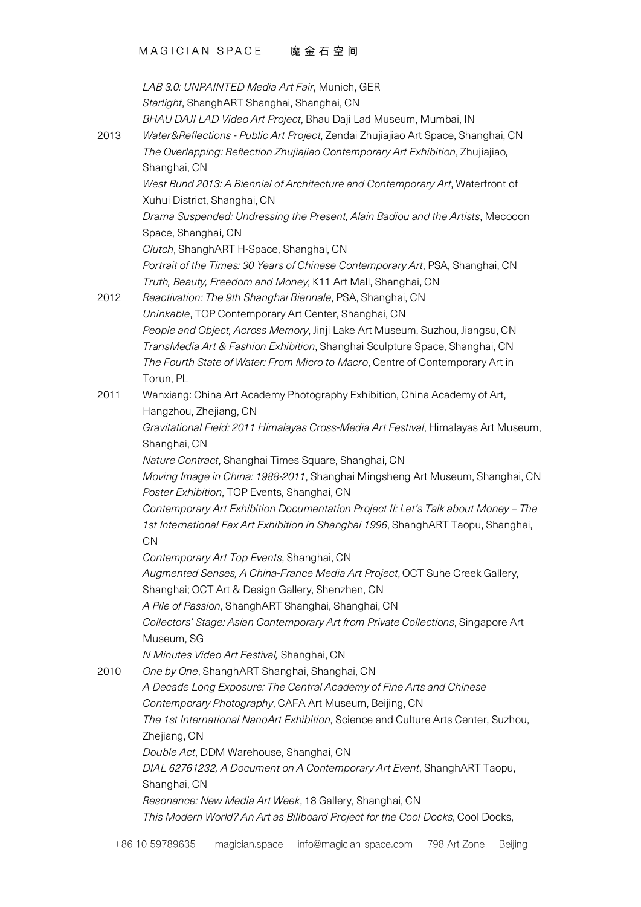*LAB 3.0: UNPAINTED Media Art Fair*, Munich, GER
*Starlight*, ShanghART Shanghai, Shanghai, CN
*BHAU DAJI LAD Video Art Project*, Bhau Daji Lad Museum, Mumbai, IN

2013 *Water&Reflections - Public Art Project*, Zendai Zhujiajiao Art Space, Shanghai, CN
*The Overlapping: Reflection Zhujiajiao Contemporary Art Exhibition*, Zhujiajiao, Shanghai, CN
*West Bund 2013: A Biennial of Architecture and Contemporary Art*, Waterfront of Xuhui District, Shanghai, CN
*Drama Suspended: Undressing the Present, Alain Badiou and the Artists*, Mecooon Space, Shanghai, CN
*Clutch*, ShanghART H-Space, Shanghai, CN
*Portrait of the Times: 30 Years of Chinese Contemporary Art*, PSA, Shanghai, CN
*Truth, Beauty, Freedom and Money*, K11 Art Mall, Shanghai, CN

2012 *Reactivation: The 9th Shanghai Biennale*, PSA, Shanghai, CN
*Uninkable*, TOP Contemporary Art Center, Shanghai, CN
*People and Object, Across Memory*, Jinji Lake Art Museum, Suzhou, Jiangsu, CN
*TransMedia Art & Fashion Exhibition*, Shanghai Sculpture Space, Shanghai, CN
*The Fourth State of Water: From Micro to Macro*, Centre of Contemporary Art in Torun, PL

2011 Wanxiang: China Art Academy Photography Exhibition, China Academy of Art, Hangzhou, Zhejiang, CN
*Gravitational Field: 2011 Himalayas Cross-Media Art Festival*, Himalayas Art Museum, Shanghai, CN
*Nature Contract*, Shanghai Times Square, Shanghai, CN
*Moving Image in China: 1988-2011*, Shanghai Mingsheng Art Museum, Shanghai, CN
*Poster Exhibition*, TOP Events, Shanghai, CN
*Contemporary Art Exhibition Documentation Project II: Let's Talk about Money – The 1st International Fax Art Exhibition in Shanghai 1996*, ShanghART Taopu, Shanghai, CN
*Contemporary Art Top Events*, Shanghai, CN
*Augmented Senses, A China-France Media Art Project*, OCT Suhe Creek Gallery, Shanghai; OCT Art & Design Gallery, Shenzhen, CN
*A Pile of Passion*, ShanghART Shanghai, Shanghai, CN
*Collectors' Stage: Asian Contemporary Art from Private Collections*, Singapore Art Museum, SG
*N Minutes Video Art Festival,* Shanghai, CN

2010 *One by One*, ShanghART Shanghai, Shanghai, CN
*A Decade Long Exposure: The Central Academy of Fine Arts and Chinese Contemporary Photography*, CAFA Art Museum, Beijing, CN
*The 1st International NanoArt Exhibition*, Science and Culture Arts Center, Suzhou, Zhejiang, CN
*Double Act*, DDM Warehouse, Shanghai, CN
*DIAL 62761232, A Document on A Contemporary Art Event*, ShanghART Taopu, Shanghai, CN
*Resonance: New Media Art Week*, 18 Gallery, Shanghai, CN
*This Modern World? An Art as Billboard Project for the Cool Docks*, Cool Docks,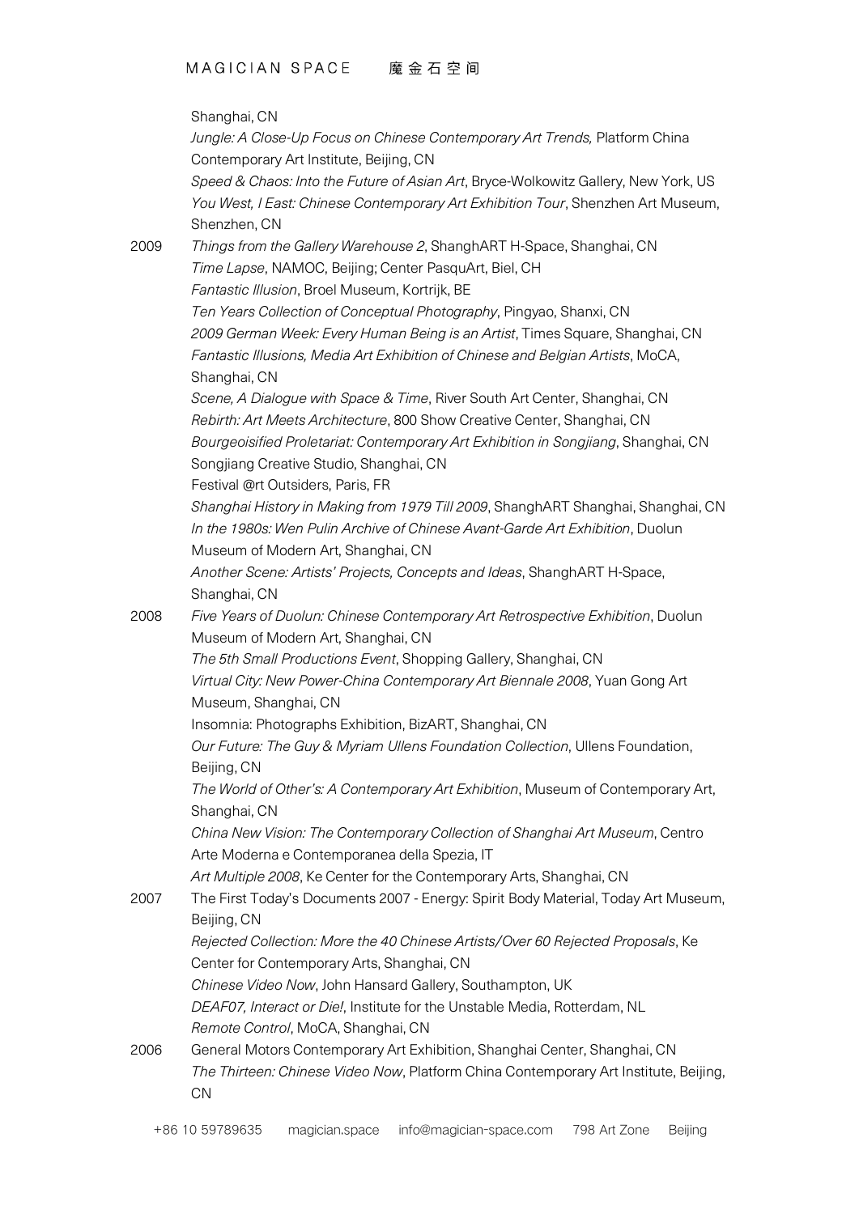Shanghai, CN
*Jungle: A Close-Up Focus on Chinese Contemporary Art Trends,* Platform China Contemporary Art Institute, Beijing, CN
*Speed & Chaos: Into the Future of Asian Art*, Bryce-Wolkowitz Gallery, New York, US
*You West, I East: Chinese Contemporary Art Exhibition Tour*, Shenzhen Art Museum, Shenzhen, CN

2009 *Things from the Gallery Warehouse 2*, ShanghART H-Space, Shanghai, CN
*Time Lapse*, NAMOC, Beijing; Center PasquArt, Biel, CH
*Fantastic Illusion*, Broel Museum, Kortrijk, BE
*Ten Years Collection of Conceptual Photography*, Pingyao, Shanxi, CN
*2009 German Week: Every Human Being is an Artist*, Times Square, Shanghai, CN
*Fantastic Illusions, Media Art Exhibition of Chinese and Belgian Artists*, MoCA, Shanghai, CN
*Scene, A Dialogue with Space & Time*, River South Art Center, Shanghai, CN
*Rebirth: Art Meets Architecture*, 800 Show Creative Center, Shanghai, CN
*Bourgeoisified Proletariat: Contemporary Art Exhibition in Songjiang*, Shanghai, CN Songjiang Creative Studio, Shanghai, CN
Festival @rt Outsiders, Paris, FR
*Shanghai History in Making from 1979 Till 2009*, ShanghART Shanghai, Shanghai, CN
*In the 1980s: Wen Pulin Archive of Chinese Avant-Garde Art Exhibition*, Duolun Museum of Modern Art, Shanghai, CN
*Another Scene: Artists' Projects, Concepts and Ideas*, ShanghART H-Space, Shanghai, CN

2008 *Five Years of Duolun: Chinese Contemporary Art Retrospective Exhibition*, Duolun Museum of Modern Art, Shanghai, CN
*The 5th Small Productions Event*, Shopping Gallery, Shanghai, CN
*Virtual City: New Power-China Contemporary Art Biennale 2008*, Yuan Gong Art Museum, Shanghai, CN
Insomnia: Photographs Exhibition, BizART, Shanghai, CN
*Our Future: The Guy & Myriam Ullens Foundation Collection*, Ullens Foundation, Beijing, CN
*The World of Other's: A Contemporary Art Exhibition*, Museum of Contemporary Art, Shanghai, CN
*China New Vision: The Contemporary Collection of Shanghai Art Museum*, Centro Arte Moderna e Contemporanea della Spezia, IT
*Art Multiple 2008*, Ke Center for the Contemporary Arts, Shanghai, CN

2007 The First Today's Documents 2007 - Energy: Spirit Body Material, Today Art Museum, Beijing, CN
*Rejected Collection: More the 40 Chinese Artists/Over 60 Rejected Proposals*, Ke Center for Contemporary Arts, Shanghai, CN
*Chinese Video Now*, John Hansard Gallery, Southampton, UK
*DEAF07, Interact or Die!*, Institute for the Unstable Media, Rotterdam, NL
*Remote Control*, MoCA, Shanghai, CN

2006 General Motors Contemporary Art Exhibition, Shanghai Center, Shanghai, CN
*The Thirteen: Chinese Video Now*, Platform China Contemporary Art Institute, Beijing, CN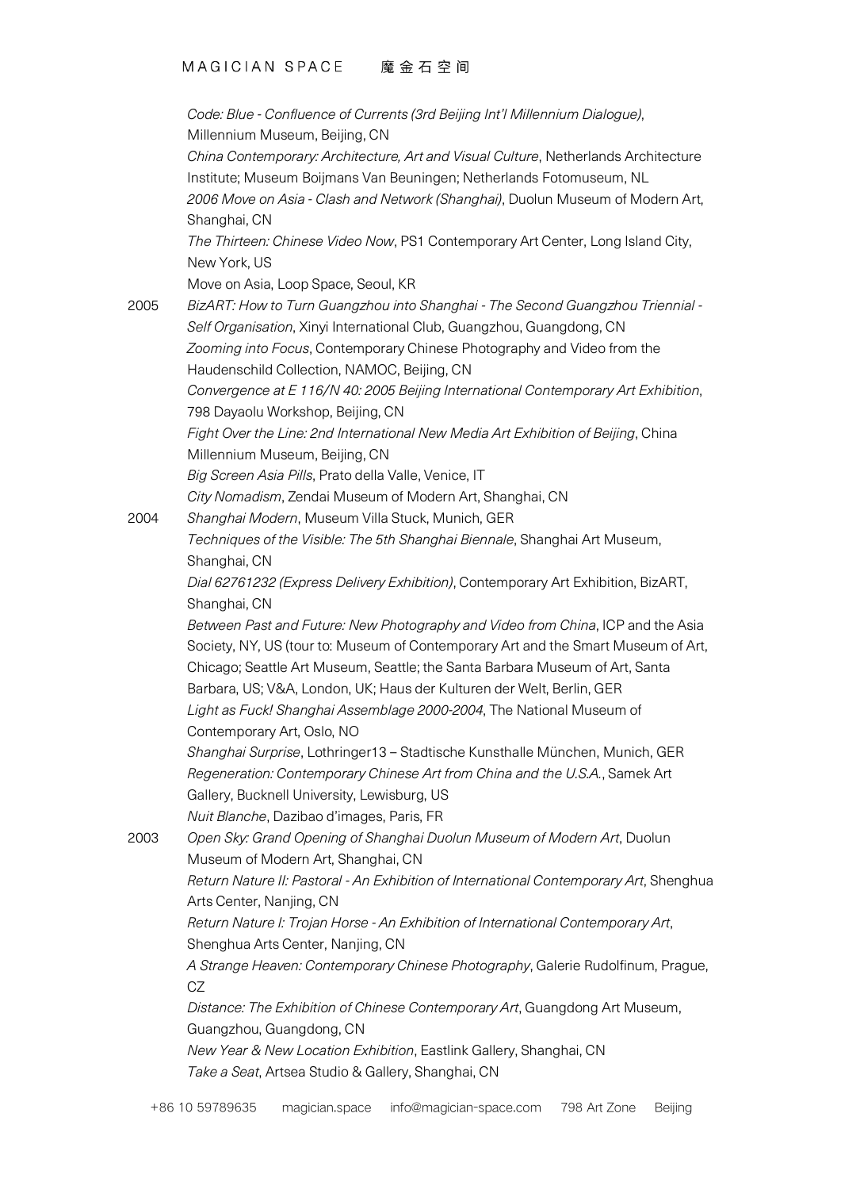*Code: Blue - Confluence of Currents (3rd Beijing Int'l Millennium Dialogue)*, Millennium Museum, Beijing, CN

*China Contemporary: Architecture, Art and Visual Culture*, Netherlands Architecture Institute; Museum Boijmans Van Beuningen; Netherlands Fotomuseum, NL

*2006 Move on Asia - Clash and Network (Shanghai)*, Duolun Museum of Modern Art, Shanghai, CN

*The Thirteen: Chinese Video Now*, PS1 Contemporary Art Center, Long Island City, New York, US

Move on Asia, Loop Space, Seoul, KR

2005 *BizART: How to Turn Guangzhou into Shanghai - The Second Guangzhou Triennial - Self Organisation*, Xinyi International Club, Guangzhou, Guangdong, CN

*Zooming into Focus*, Contemporary Chinese Photography and Video from the Haudenschild Collection, NAMOC, Beijing, CN

*Convergence at E 116/N 40: 2005 Beijing International Contemporary Art Exhibition*, 798 Dayaolu Workshop, Beijing, CN

*Fight Over the Line: 2nd International New Media Art Exhibition of Beijing*, China Millennium Museum, Beijing, CN

*Big Screen Asia Pills*, Prato della Valle, Venice, IT

*City Nomadism*, Zendai Museum of Modern Art, Shanghai, CN

2004 *Shanghai Modern*, Museum Villa Stuck, Munich, GER

*Techniques of the Visible: The 5th Shanghai Biennale*, Shanghai Art Museum, Shanghai, CN

*Dial 62761232 (Express Delivery Exhibition)*, Contemporary Art Exhibition, BizART, Shanghai, CN

*Between Past and Future: New Photography and Video from China*, ICP and the Asia Society, NY, US (tour to: Museum of Contemporary Art and the Smart Museum of Art, Chicago; Seattle Art Museum, Seattle; the Santa Barbara Museum of Art, Santa Barbara, US; V&A, London, UK; Haus der Kulturen der Welt, Berlin, GER

*Light as Fuck! Shanghai Assemblage 2000-2004*, The National Museum of Contemporary Art, Oslo, NO

*Shanghai Surprise*, Lothringer13 – Stadtische Kunsthalle München, Munich, GER

*Regeneration: Contemporary Chinese Art from China and the U.S.A.*, Samek Art Gallery, Bucknell University, Lewisburg, US

*Nuit Blanche*, Dazibao d'images, Paris, FR

2003 *Open Sky: Grand Opening of Shanghai Duolun Museum of Modern Art*, Duolun Museum of Modern Art, Shanghai, CN

*Return Nature II: Pastoral - An Exhibition of International Contemporary Art*, Shenghua Arts Center, Nanjing, CN

*Return Nature I: Trojan Horse - An Exhibition of International Contemporary Art*, Shenghua Arts Center, Nanjing, CN

*A Strange Heaven: Contemporary Chinese Photography*, Galerie Rudolfinum, Prague, CZ

*Distance: The Exhibition of Chinese Contemporary Art*, Guangdong Art Museum, Guangzhou, Guangdong, CN

*New Year & New Location Exhibition*, Eastlink Gallery, Shanghai, CN

*Take a Seat*, Artsea Studio & Gallery, Shanghai, CN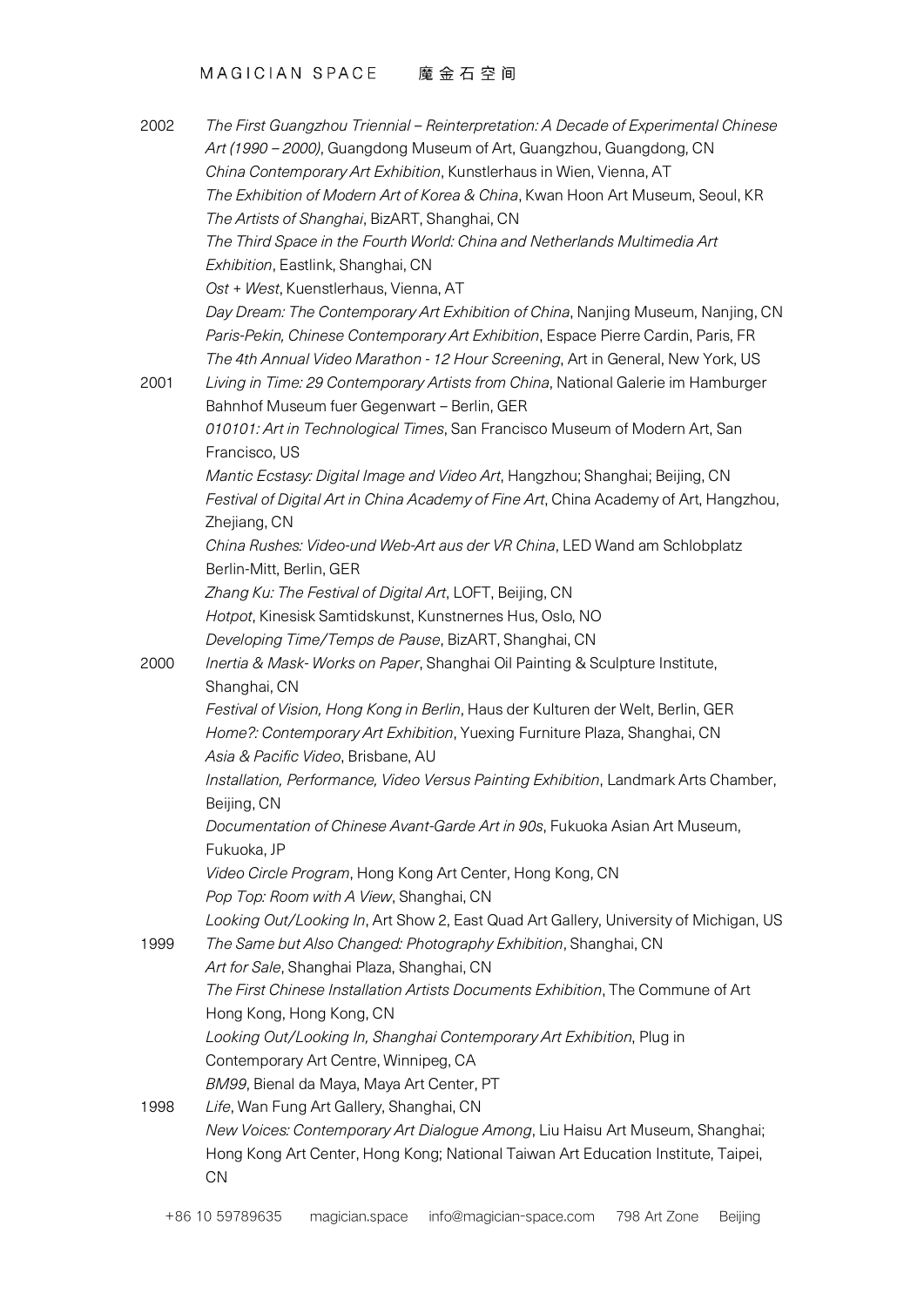2002 *The First Guangzhou Triennial – Reinterpretation: A Decade of Experimental Chinese Art (1990 – 2000)*, Guangdong Museum of Art, Guangzhou, Guangdong, CN
*China Contemporary Art Exhibition*, Kunstlerhaus in Wien, Vienna, AT
*The Exhibition of Modern Art of Korea & China*, Kwan Hoon Art Museum, Seoul, KR
*The Artists of Shanghai*, BizART, Shanghai, CN
*The Third Space in the Fourth World: China and Netherlands Multimedia Art Exhibition*, Eastlink, Shanghai, CN
*Ost + West*, Kuenstlerhaus, Vienna, AT
*Day Dream: The Contemporary Art Exhibition of China*, Nanjing Museum, Nanjing, CN
*Paris-Pekin, Chinese Contemporary Art Exhibition*, Espace Pierre Cardin, Paris, FR
*The 4th Annual Video Marathon - 12 Hour Screening*, Art in General, New York, US

2001 *Living in Time: 29 Contemporary Artists from China*, National Galerie im Hamburger Bahnhof Museum fuer Gegenwart – Berlin, GER
*010101: Art in Technological Times*, San Francisco Museum of Modern Art, San Francisco, US
*Mantic Ecstasy: Digital Image and Video Art*, Hangzhou; Shanghai; Beijing, CN
*Festival of Digital Art in China Academy of Fine Art*, China Academy of Art, Hangzhou, Zhejiang, CN
*China Rushes: Video-und Web-Art aus der VR China*, LED Wand am Schlobplatz Berlin-Mitt, Berlin, GER
*Zhang Ku: The Festival of Digital Art*, LOFT, Beijing, CN
*Hotpot*, Kinesisk Samtidskunst, Kunstnernes Hus, Oslo, NO
*Developing Time/Temps de Pause*, BizART, Shanghai, CN

2000 *Inertia & Mask- Works on Paper*, Shanghai Oil Painting & Sculpture Institute, Shanghai, CN
*Festival of Vision, Hong Kong in Berlin*, Haus der Kulturen der Welt, Berlin, GER
*Home?: Contemporary Art Exhibition*, Yuexing Furniture Plaza, Shanghai, CN
*Asia & Pacific Video*, Brisbane, AU
*Installation, Performance, Video Versus Painting Exhibition*, Landmark Arts Chamber, Beijing, CN
*Documentation of Chinese Avant-Garde Art in 90s*, Fukuoka Asian Art Museum, Fukuoka, JP
*Video Circle Program*, Hong Kong Art Center, Hong Kong, CN
*Pop Top: Room with A View*, Shanghai, CN
*Looking Out/Looking In*, Art Show 2, East Quad Art Gallery, University of Michigan, US

1999 *The Same but Also Changed: Photography Exhibition*, Shanghai, CN
*Art for Sale*, Shanghai Plaza, Shanghai, CN
*The First Chinese Installation Artists Documents Exhibition*, The Commune of Art Hong Kong, Hong Kong, CN
*Looking Out/Looking In, Shanghai Contemporary Art Exhibition*, Plug in Contemporary Art Centre, Winnipeg, CA
*BM99*, Bienal da Maya, Maya Art Center, PT

1998 *Life*, Wan Fung Art Gallery, Shanghai, CN
*New Voices: Contemporary Art Dialogue Among*, Liu Haisu Art Museum, Shanghai; Hong Kong Art Center, Hong Kong; National Taiwan Art Education Institute, Taipei, CN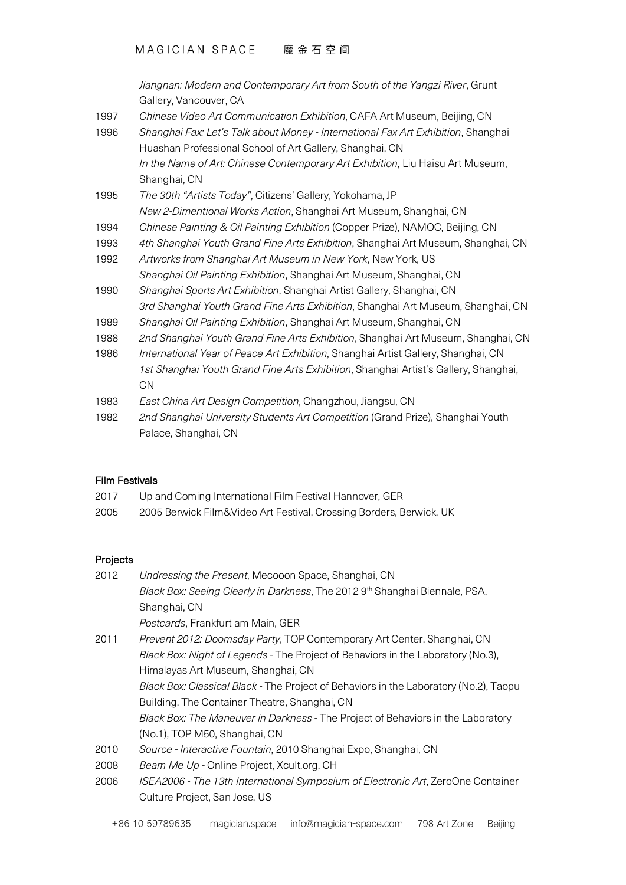| | |
|---|---|
| | *Jiangnan: Modern and Contemporary Art from South of the Yangzi River*, Grunt Gallery, Vancouver, CA |
| 1997 | *Chinese Video Art Communication Exhibition*, CAFA Art Museum, Beijing, CN |
| 1996 | *Shanghai Fax: Let's Talk about Money - International Fax Art Exhibition*, Shanghai Huashan Professional School of Art Gallery, Shanghai, CN |
| | *In the Name of Art: Chinese Contemporary Art Exhibition*, Liu Haisu Art Museum, Shanghai, CN |
| 1995 | *The 30th "Artists Today"*, Citizens' Gallery, Yokohama, JP |
| | *New 2-Dimentional Works Action*, Shanghai Art Museum, Shanghai, CN |
| 1994 | *Chinese Painting & Oil Painting Exhibition* (Copper Prize), NAMOC, Beijing, CN |
| 1993 | *4th Shanghai Youth Grand Fine Arts Exhibition*, Shanghai Art Museum, Shanghai, CN |
| 1992 | *Artworks from Shanghai Art Museum in New York*, New York, US |
| | *Shanghai Oil Painting Exhibition*, Shanghai Art Museum, Shanghai, CN |
| 1990 | *Shanghai Sports Art Exhibition*, Shanghai Artist Gallery, Shanghai, CN |
| | *3rd Shanghai Youth Grand Fine Arts Exhibition*, Shanghai Art Museum, Shanghai, CN |
| 1989 | *Shanghai Oil Painting Exhibition*, Shanghai Art Museum, Shanghai, CN |
| 1988 | *2nd Shanghai Youth Grand Fine Arts Exhibition*, Shanghai Art Museum, Shanghai, CN |
| 1986 | *International Year of Peace Art Exhibition*, Shanghai Artist Gallery, Shanghai, CN |
| | *1st Shanghai Youth Grand Fine Arts Exhibition*, Shanghai Artist's Gallery, Shanghai, CN |
| 1983 | *East China Art Design Competition*, Changzhou, Jiangsu, CN |
| 1982 | *2nd Shanghai University Students Art Competition* (Grand Prize), Shanghai Youth Palace, Shanghai, CN |

### Film Festivals

| | |
|---|---|
| 2017 | Up and Coming International Film Festival Hannover, GER |
| 2005 | 2005 Berwick Film&Video Art Festival, Crossing Borders, Berwick, UK |

### Projects

| | |
|---|---|
| 2012 | *Undressing the Present*, Mecooon Space, Shanghai, CN |
| | *Black Box: Seeing Clearly in Darkness*, The 2012 9th Shanghai Biennale, PSA, Shanghai, CN |
| | *Postcards*, Frankfurt am Main, GER |
| 2011 | *Prevent 2012: Doomsday Party*, TOP Contemporary Art Center, Shanghai, CN |
| | *Black Box: Night of Legends* - The Project of Behaviors in the Laboratory (No.3), Himalayas Art Museum, Shanghai, CN |
| | *Black Box: Classical Black* - The Project of Behaviors in the Laboratory (No.2), Taopu Building, The Container Theatre, Shanghai, CN |
| | *Black Box: The Maneuver in Darkness* - The Project of Behaviors in the Laboratory (No.1), TOP M50, Shanghai, CN |
| 2010 | *Source - Interactive Fountain*, 2010 Shanghai Expo, Shanghai, CN |
| 2008 | *Beam Me Up* - Online Project, Xcult.org, CH |
| 2006 | *ISEA2006 - The 13th International Symposium of Electronic Art*, ZeroOne Container Culture Project, San Jose, US |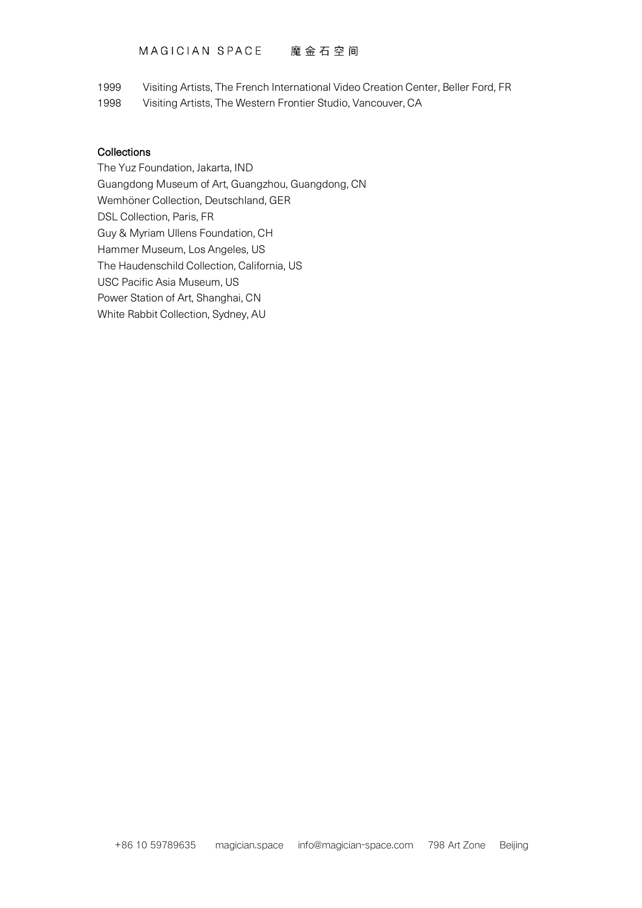1999 Visiting Artists, The French International Video Creation Center, Beller Ford, FR

1998 Visiting Artists, The Western Frontier Studio, Vancouver, CA

## Collections

The Yuz Foundation, Jakarta, IND
Guangdong Museum of Art, Guangzhou, Guangdong, CN
Wemhöner Collection, Deutschland, GER
DSL Collection, Paris, FR
Guy & Myriam Ullens Foundation, CH
Hammer Museum, Los Angeles, US
The Haudenschild Collection, California, US
USC Pacific Asia Museum, US
Power Station of Art, Shanghai, CN
White Rabbit Collection, Sydney, AU